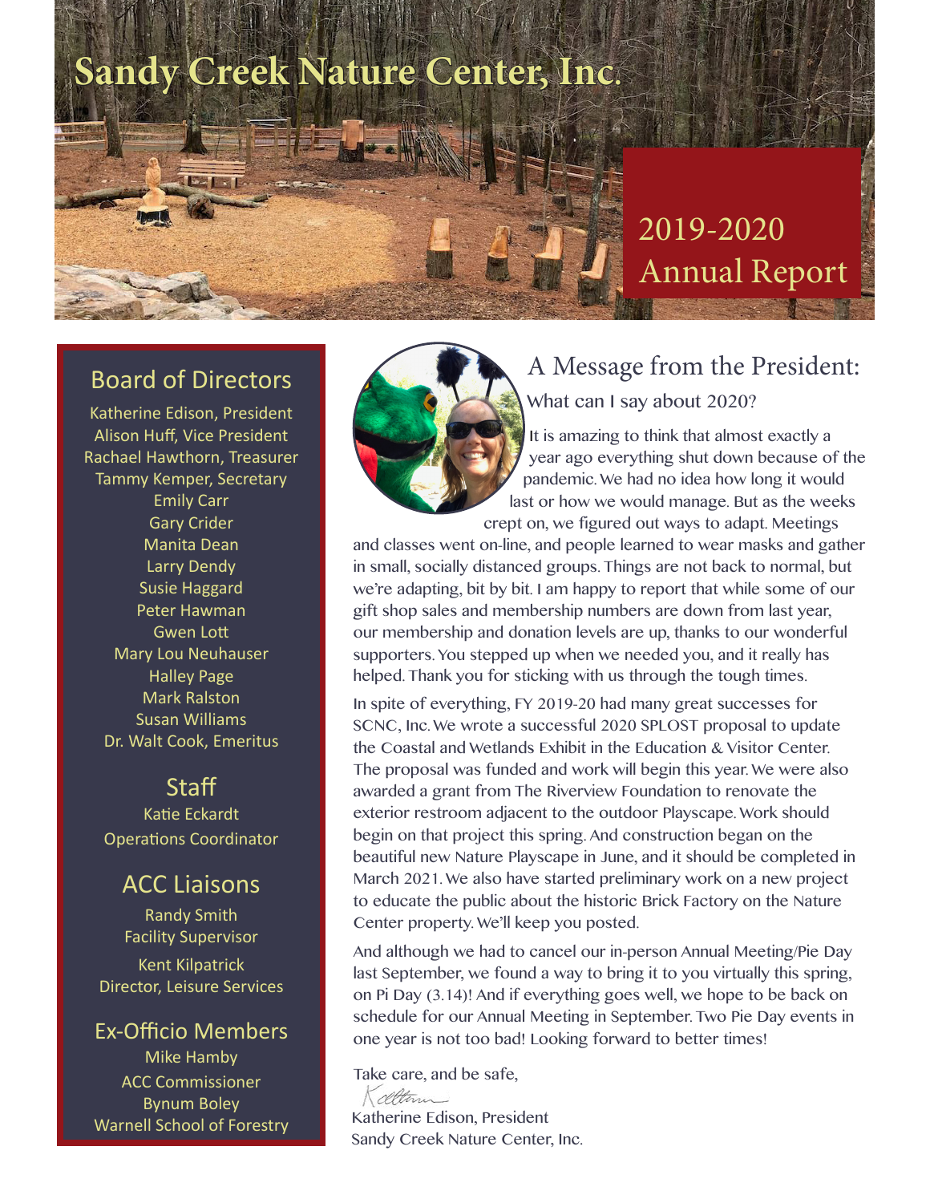# Sandy Creek Nature Center, Inc.

## 2019-2020 Annual Report

### Board of Directors

Katherine Edison, President
Alison Huff, Vice President
Rachael Hawthorn, Treasurer
Tammy Kemper, Secretary
Emily Carr
Gary Crider
Manita Dean
Larry Dendy
Susie Haggard
Peter Hawman
Gwen Lott
Mary Lou Neuhauser
Halley Page
Mark Ralston
Susan Williams
Dr. Walt Cook, Emeritus

### Staff

Katie Eckardt
Operations Coordinator

### ACC Liaisons

Randy Smith
Facility Supervisor

Kent Kilpatrick
Director, Leisure Services

### Ex-Officio Members

Mike Hamby
ACC Commissioner

Bynum Boley
Warnell School of Forestry

## A Message from the President:

What can I say about 2020?

It is amazing to think that almost exactly a year ago everything shut down because of the pandemic. We had no idea how long it would last or how we would manage. But as the weeks crept on, we figured out ways to adapt. Meetings and classes went on-line, and people learned to wear masks and gather in small, socially distanced groups. Things are not back to normal, but we're adapting, bit by bit. I am happy to report that while some of our gift shop sales and membership numbers are down from last year, our membership and donation levels are up, thanks to our wonderful supporters. You stepped up when we needed you, and it really has helped. Thank you for sticking with us through the tough times.

In spite of everything, FY 2019-20 had many great successes for SCNC, Inc. We wrote a successful 2020 SPLOST proposal to update the Coastal and Wetlands Exhibit in the Education & Visitor Center. The proposal was funded and work will begin this year. We were also awarded a grant from The Riverview Foundation to renovate the exterior restroom adjacent to the outdoor Playscape. Work should begin on that project this spring. And construction began on the beautiful new Nature Playscape in June, and it should be completed in March 2021. We also have started preliminary work on a new project to educate the public about the historic Brick Factory on the Nature Center property. We'll keep you posted.

And although we had to cancel our in-person Annual Meeting/Pie Day last September, we found a way to bring it to you virtually this spring, on Pi Day (3.14)! And if everything goes well, we hope to be back on schedule for our Annual Meeting in September. Two Pie Day events in one year is not too bad! Looking forward to better times!

Take care, and be safe,

Katherine Edison, President
Sandy Creek Nature Center, Inc.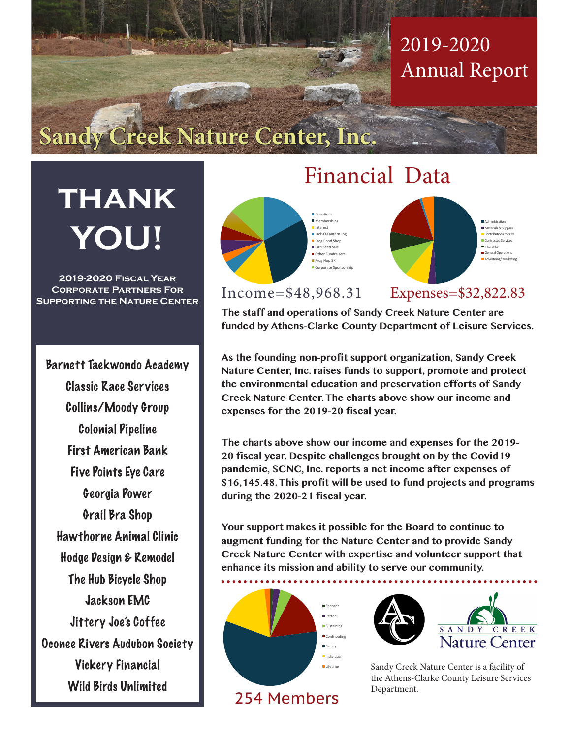# Sandy Creek Nature Center, Inc.

## 2019-2020 Annual Report

# THANK YOU!

**2019-2020 Fiscal Year Corporate Partners For Supporting the Nature Center**

Barnett Taekwondo Academy
Classic Race Services
Collins/Moody Group
Colonial Pipeline
First American Bank
Five Points Eye Care
Georgia Power
Grail Bra Shop
Hawthorne Animal Clinic
Hodge Design & Remodel
The Hub Bicycle Shop
Jackson EMC
Jittery Joe's Coffee
Oconee Rivers Audubon Society
Vickery Financial
Wild Birds Unlimited

# Financial Data

Donations
Memberships
Interest
Jack-O-Lantern Jog
Frog Pond Shop
Bird Seed Sale
Other Fundraisers
Frog Hop 5K
Corporate Sponsorship

Income=$48,968.31

Administration
Materials & Supplies
Contributions to SCNC
Contracted Services
Insurance
General Operations
Advertising/ Marketing

Expenses=$32,822.83

**The staff and operations of Sandy Creek Nature Center are funded by Athens-Clarke County Department of Leisure Services.**

**As the founding non-profit support organization, Sandy Creek Nature Center, Inc. raises funds to support, promote and protect the environmental education and preservation efforts of Sandy Creek Nature Center. The charts above show our income and expenses for the 2019-20 fiscal year.**

**The charts above show our income and expenses for the 2019-20 fiscal year. Despite challenges brought on by the Covid19 pandemic, SCNC, Inc. reports a net income after expenses of $16,145.48. This profit will be used to fund projects and programs during the 2020-21 fiscal year.**

**Your support makes it possible for the Board to continue to augment funding for the Nature Center and to provide Sandy Creek Nature Center with expertise and volunteer support that enhance its mission and ability to serve our community.**

Sponsor
Patron
Sustaining
Contributing
Family
Individual
Lifetime

254 Members

SANDY CREEK Nature Center

Sandy Creek Nature Center is a facility of the Athens-Clarke County Leisure Services Department.